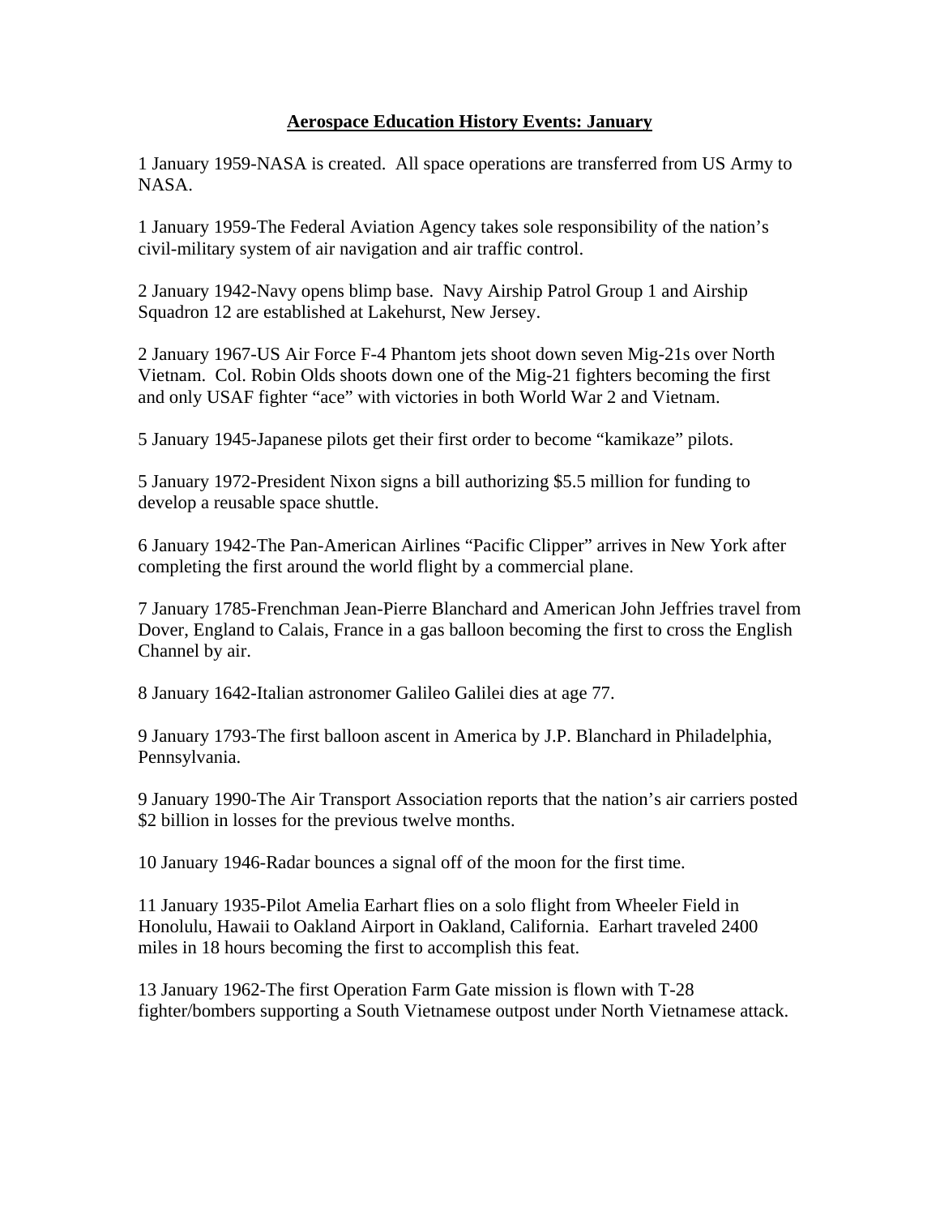# **Aerospace Education History Events: January**

1 January 1959-NASA is created.  All space operations are transferred from US Army to NASA.

1 January 1959-The Federal Aviation Agency takes sole responsibility of the nation's civil-military system of air navigation and air traffic control.

2 January 1942-Navy opens blimp base.  Navy Airship Patrol Group 1 and Airship Squadron 12 are established at Lakehurst, New Jersey.

2 January 1967-US Air Force F-4 Phantom jets shoot down seven Mig-21s over North Vietnam.  Col. Robin Olds shoots down one of the Mig-21 fighters becoming the first and only USAF fighter "ace" with victories in both World War 2 and Vietnam.

5 January 1945-Japanese pilots get their first order to become "kamikaze" pilots.

5 January 1972-President Nixon signs a bill authorizing $5.5 million for funding to develop a reusable space shuttle.

6 January 1942-The Pan-American Airlines "Pacific Clipper" arrives in New York after completing the first around the world flight by a commercial plane.

7 January 1785-Frenchman Jean-Pierre Blanchard and American John Jeffries travel from Dover, England to Calais, France in a gas balloon becoming the first to cross the English Channel by air.

8 January 1642-Italian astronomer Galileo Galilei dies at age 77.

9 January 1793-The first balloon ascent in America by J.P. Blanchard in Philadelphia, Pennsylvania.

9 January 1990-The Air Transport Association reports that the nation's air carriers posted $2 billion in losses for the previous twelve months.

10 January 1946-Radar bounces a signal off of the moon for the first time.

11 January 1935-Pilot Amelia Earhart flies on a solo flight from Wheeler Field in Honolulu, Hawaii to Oakland Airport in Oakland, California.  Earhart traveled 2400 miles in 18 hours becoming the first to accomplish this feat.

13 January 1962-The first Operation Farm Gate mission is flown with T-28 fighter/bombers supporting a South Vietnamese outpost under North Vietnamese attack.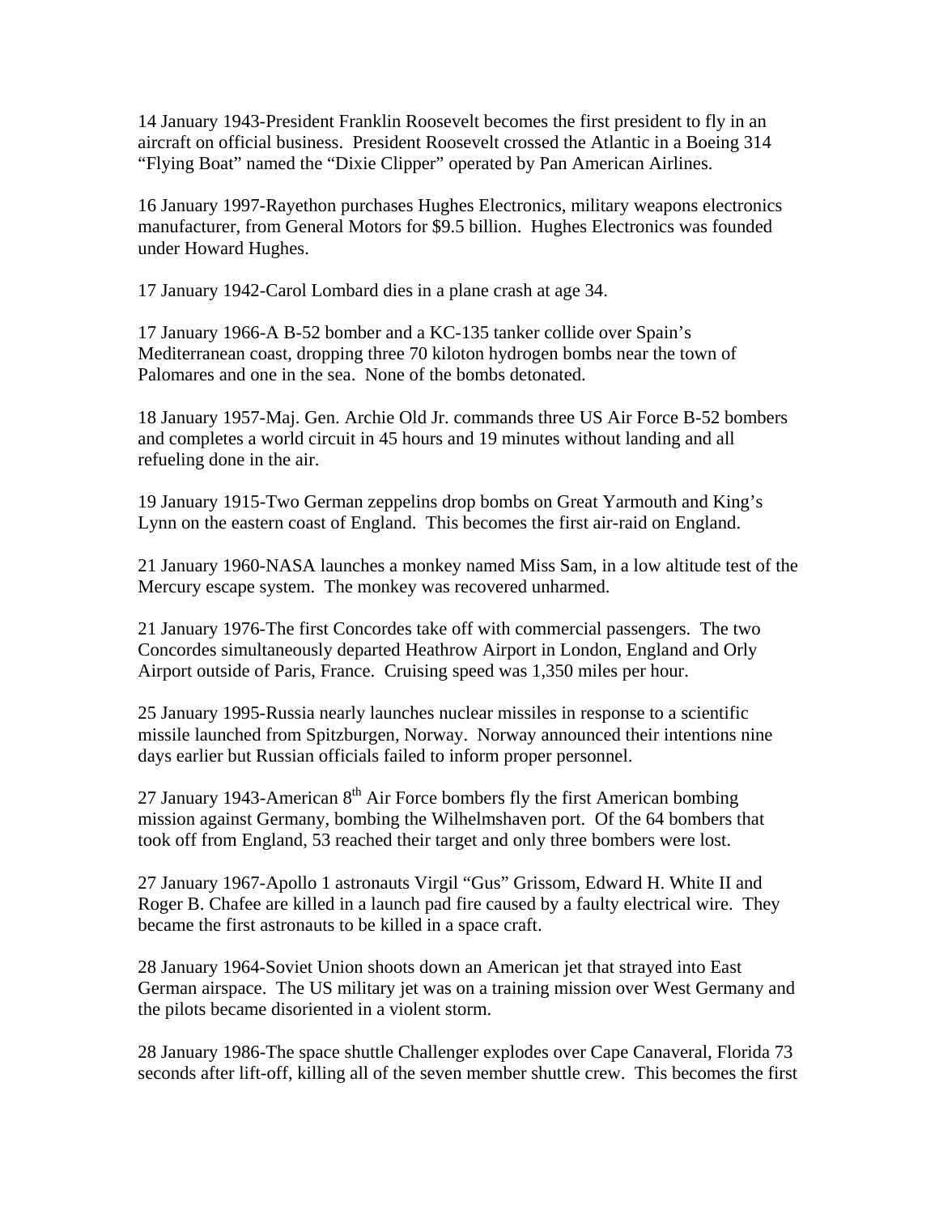14 January 1943-President Franklin Roosevelt becomes the first president to fly in an aircraft on official business. President Roosevelt crossed the Atlantic in a Boeing 314 "Flying Boat" named the "Dixie Clipper" operated by Pan American Airlines.

16 January 1997-Rayethon purchases Hughes Electronics, military weapons electronics manufacturer, from General Motors for $9.5 billion. Hughes Electronics was founded under Howard Hughes.

17 January 1942-Carol Lombard dies in a plane crash at age 34.

17 January 1966-A B-52 bomber and a KC-135 tanker collide over Spain's Mediterranean coast, dropping three 70 kiloton hydrogen bombs near the town of Palomares and one in the sea. None of the bombs detonated.

18 January 1957-Maj. Gen. Archie Old Jr. commands three US Air Force B-52 bombers and completes a world circuit in 45 hours and 19 minutes without landing and all refueling done in the air.

19 January 1915-Two German zeppelins drop bombs on Great Yarmouth and King's Lynn on the eastern coast of England. This becomes the first air-raid on England.

21 January 1960-NASA launches a monkey named Miss Sam, in a low altitude test of the Mercury escape system. The monkey was recovered unharmed.

21 January 1976-The first Concordes take off with commercial passengers. The two Concordes simultaneously departed Heathrow Airport in London, England and Orly Airport outside of Paris, France. Cruising speed was 1,350 miles per hour.

25 January 1995-Russia nearly launches nuclear missiles in response to a scientific missile launched from Spitzburgen, Norway. Norway announced their intentions nine days earlier but Russian officials failed to inform proper personnel.

27 January 1943-American 8th Air Force bombers fly the first American bombing mission against Germany, bombing the Wilhelmshaven port. Of the 64 bombers that took off from England, 53 reached their target and only three bombers were lost.

27 January 1967-Apollo 1 astronauts Virgil "Gus" Grissom, Edward H. White II and Roger B. Chafee are killed in a launch pad fire caused by a faulty electrical wire. They became the first astronauts to be killed in a space craft.

28 January 1964-Soviet Union shoots down an American jet that strayed into East German airspace. The US military jet was on a training mission over West Germany and the pilots became disoriented in a violent storm.

28 January 1986-The space shuttle Challenger explodes over Cape Canaveral, Florida 73 seconds after lift-off, killing all of the seven member shuttle crew. This becomes the first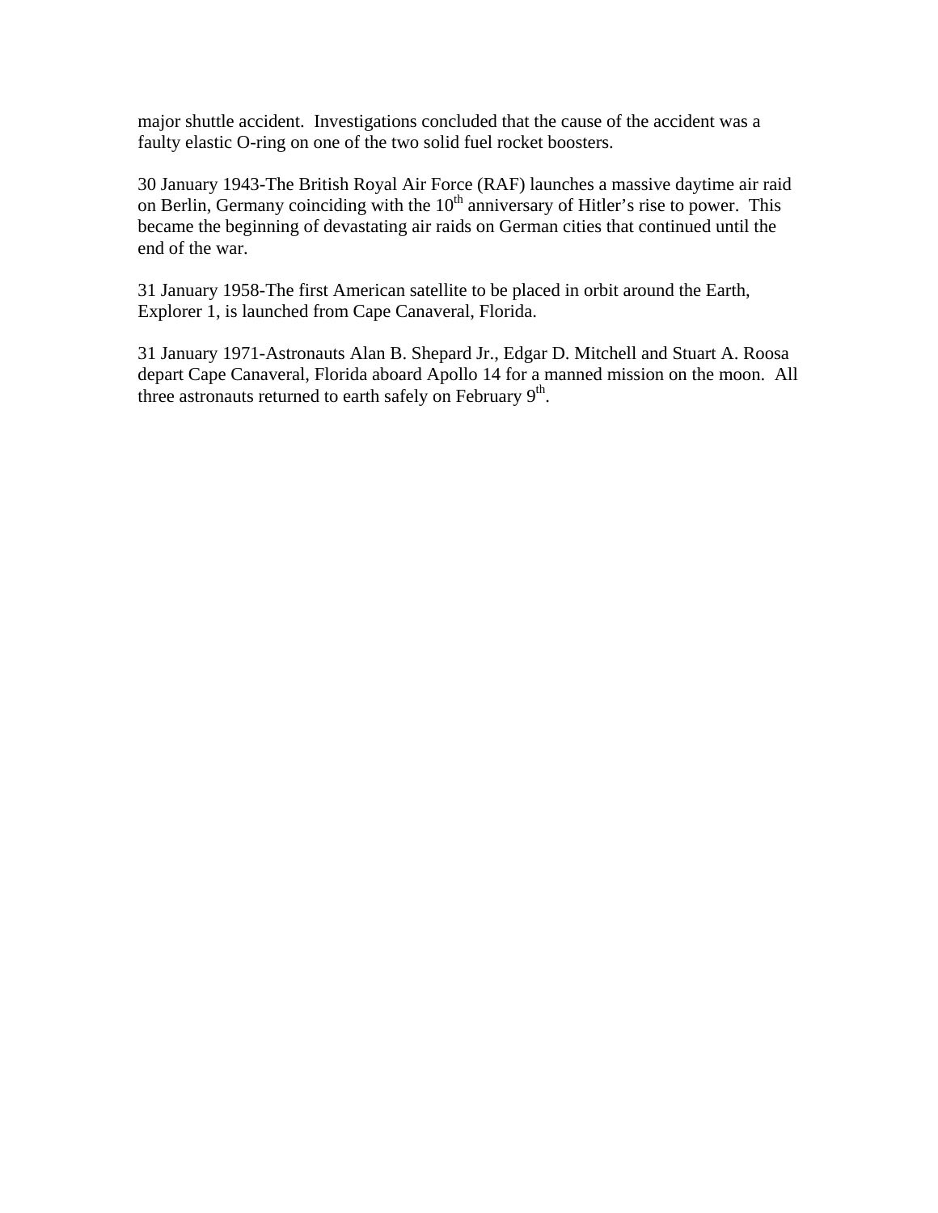major shuttle accident.  Investigations concluded that the cause of the accident was a faulty elastic O-ring on one of the two solid fuel rocket boosters.

30 January 1943-The British Royal Air Force (RAF) launches a massive daytime air raid on Berlin, Germany coinciding with the 10th anniversary of Hitler's rise to power.  This became the beginning of devastating air raids on German cities that continued until the end of the war.

31 January 1958-The first American satellite to be placed in orbit around the Earth, Explorer 1, is launched from Cape Canaveral, Florida.

31 January 1971-Astronauts Alan B. Shepard Jr., Edgar D. Mitchell and Stuart A. Roosa depart Cape Canaveral, Florida aboard Apollo 14 for a manned mission on the moon.  All three astronauts returned to earth safely on February 9th.